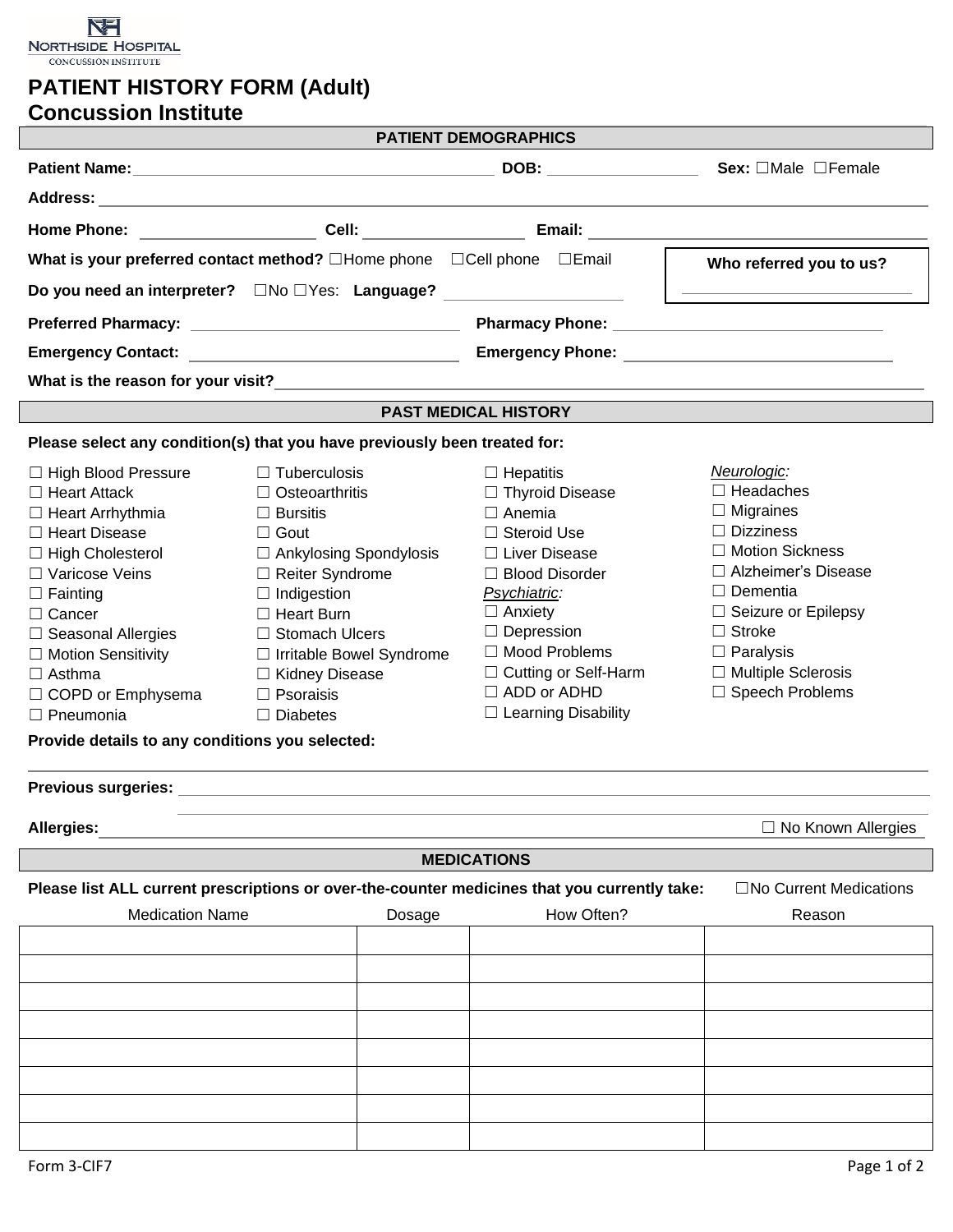NORTHSIDE HOSPITAL
CONCUSSION INSTITUTE

# PATIENT HISTORY FORM (Adult)
## Concussion Institute

### PATIENT DEMOGRAPHICS

**Patient Name:** \_\_\_\_\_\_\_\_\_\_\_\_\_\_\_\_\_\_\_\_ **DOB:** \_\_\_\_\_\_\_\_\_\_ **Sex:** ☐Male ☐Female

**Address:** \_\_\_\_\_\_\_\_\_\_\_\_\_\_\_\_\_\_\_\_\_\_\_\_\_\_\_\_\_\_\_\_\_\_\_\_\_\_\_\_

**Home Phone:** \_\_\_\_\_\_\_\_\_\_ **Cell:** \_\_\_\_\_\_\_\_\_\_ **Email:** \_\_\_\_\_\_\_\_\_\_\_\_\_\_\_\_\_\_\_\_

**What is your preferred contact method?** ☐Home phone ☐Cell phone ☐Email

**Do you need an interpreter?** ☐No ☐Yes: **Language?** \_\_\_\_\_\_\_\_\_\_

**Who referred you to us?** \_\_\_\_\_\_\_\_\_\_\_\_\_\_\_\_\_\_\_\_

**Preferred Pharmacy:** \_\_\_\_\_\_\_\_\_\_\_\_\_\_\_\_ **Pharmacy Phone:** \_\_\_\_\_\_\_\_\_\_\_\_\_\_\_\_

**Emergency Contact:** \_\_\_\_\_\_\_\_\_\_\_\_\_\_\_\_ **Emergency Phone:** \_\_\_\_\_\_\_\_\_\_\_\_\_\_\_\_

**What is the reason for your visit?** \_\_\_\_\_\_\_\_\_\_\_\_\_\_\_\_\_\_\_\_\_\_\_\_\_\_\_\_\_\_\_\_\_\_\_\_\_\_\_\_

### PAST MEDICAL HISTORY

**Please select any condition(s) that you have previously been treated for:**

☐ High Blood Pressure
☐ Heart Attack
☐ Heart Arrhythmia
☐ Heart Disease
☐ High Cholesterol
☐ Varicose Veins
☐ Fainting
☐ Cancer
☐ Seasonal Allergies
☐ Motion Sensitivity
☐ Asthma
☐ COPD or Emphysema
☐ Pneumonia

☐ Tuberculosis
☐ Osteoarthritis
☐ Bursitis
☐ Gout
☐ Ankylosing Spondylosis
☐ Reiter Syndrome
☐ Indigestion
☐ Heart Burn
☐ Stomach Ulcers
☐ Irritable Bowel Syndrome
☐ Kidney Disease
☐ Psoraisis
☐ Diabetes

☐ Hepatitis
☐ Thyroid Disease
☐ Anemia
☐ Steroid Use
☐ Liver Disease
☐ Blood Disorder

*Psychiatric:*
☐ Anxiety
☐ Depression
☐ Mood Problems
☐ Cutting or Self-Harm
☐ ADD or ADHD
☐ Learning Disability

*Neurologic:*
☐ Headaches
☐ Migraines
☐ Dizziness
☐ Motion Sickness
☐ Alzheimer's Disease
☐ Dementia
☐ Seizure or Epilepsy
☐ Stroke
☐ Paralysis
☐ Multiple Sclerosis
☐ Speech Problems

**Provide details to any conditions you selected:**

\_\_\_\_\_\_\_\_\_\_\_\_\_\_\_\_\_\_\_\_\_\_\_\_\_\_\_\_\_\_\_\_\_\_\_\_\_\_\_\_

**Previous surgeries:** \_\_\_\_\_\_\_\_\_\_\_\_\_\_\_\_\_\_\_\_\_\_\_\_\_\_\_\_\_\_\_\_\_\_\_\_\_\_\_\_

\_\_\_\_\_\_\_\_\_\_\_\_\_\_\_\_\_\_\_\_\_\_\_\_\_\_\_\_\_\_\_\_\_\_\_\_\_\_\_\_

**Allergies:** \_\_\_\_\_\_\_\_\_\_\_\_\_\_\_\_\_\_\_\_\_\_\_\_\_\_\_\_\_\_ ☐ No Known Allergies

### MEDICATIONS

**Please list ALL current prescriptions or over-the-counter medicines that you currently take:** ☐No Current Medications

| Medication Name | Dosage | How Often? | Reason |
|---|---|---|---|
| | | | |
| | | | |
| | | | |
| | | | |
| | | | |
| | | | |
| | | | |
| | | | |

Form 3-CIF7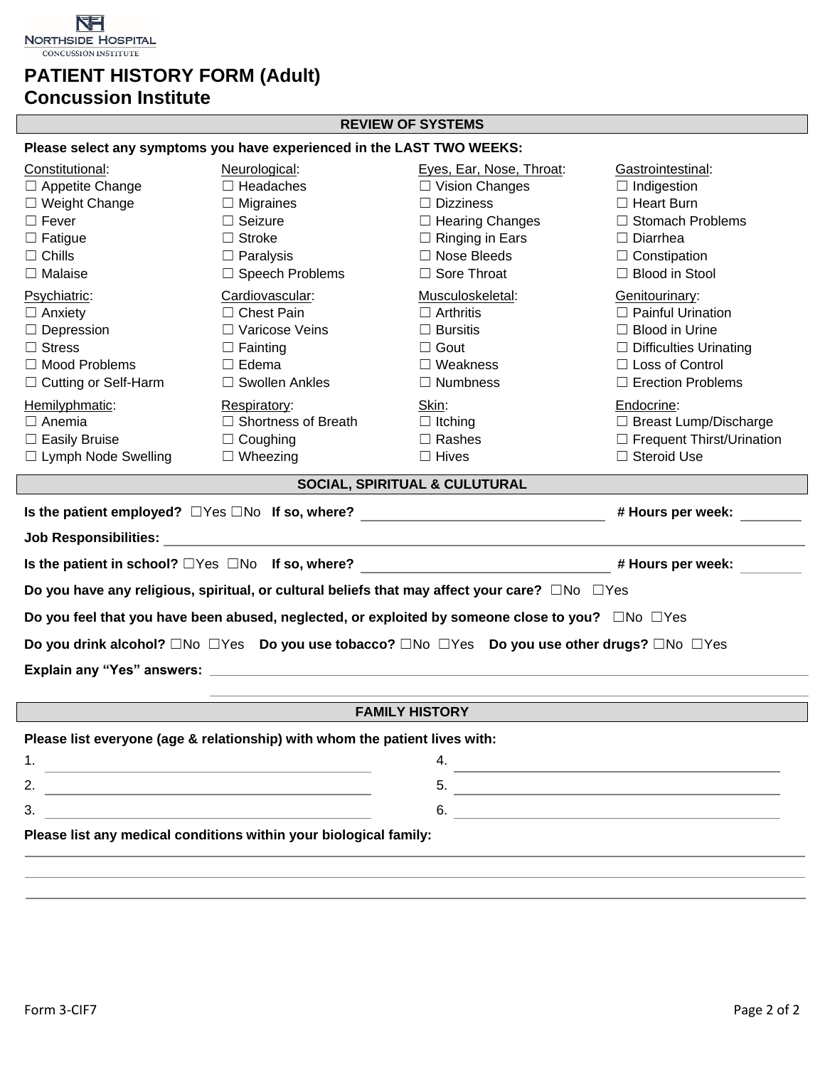NORTHSIDE HOSPITAL
CONCUSSION INSTITUTE

# PATIENT HISTORY FORM (Adult)
# Concussion Institute

## REVIEW OF SYSTEMS

**Please select any symptoms you have experienced in the LAST TWO WEEKS:**

Constitutional:
- ☐ Appetite Change
- ☐ Weight Change
- ☐ Fever
- ☐ Fatigue
- ☐ Chills
- ☐ Malaise

Neurological:
- ☐ Headaches
- ☐ Migraines
- ☐ Seizure
- ☐ Stroke
- ☐ Paralysis
- ☐ Speech Problems

Eyes, Ear, Nose, Throat:
- ☐ Vision Changes
- ☐ Dizziness
- ☐ Hearing Changes
- ☐ Ringing in Ears
- ☐ Nose Bleeds
- ☐ Sore Throat

Gastrointestinal:
- ☐ Indigestion
- ☐ Heart Burn
- ☐ Stomach Problems
- ☐ Diarrhea
- ☐ Constipation
- ☐ Blood in Stool

Psychiatric:
- ☐ Anxiety
- ☐ Depression
- ☐ Stress
- ☐ Mood Problems
- ☐ Cutting or Self-Harm

Cardiovascular:
- ☐ Chest Pain
- ☐ Varicose Veins
- ☐ Fainting
- ☐ Edema
- ☐ Swollen Ankles

Musculoskeletal:
- ☐ Arthritis
- ☐ Bursitis
- ☐ Gout
- ☐ Weakness
- ☐ Numbness

Genitourinary:
- ☐ Painful Urination
- ☐ Blood in Urine
- ☐ Difficulties Urinating
- ☐ Loss of Control
- ☐ Erection Problems

Hemilyphmatic:
- ☐ Anemia
- ☐ Easily Bruise
- ☐ Lymph Node Swelling

Respiratory:
- ☐ Shortness of Breath
- ☐ Coughing
- ☐ Wheezing

Skin:
- ☐ Itching
- ☐ Rashes
- ☐ Hives

Endocrine:
- ☐ Breast Lump/Discharge
- ☐ Frequent Thirst/Urination
- ☐ Steroid Use

## SOCIAL, SPIRITUAL & CULUTURAL

**Is the patient employed?** ☐Yes ☐No **If so, where?** ________________ **# Hours per week:** ________

**Job Responsibilities:** ________________________________________

**Is the patient in school?** ☐Yes ☐No **If so, where?** ________________ **# Hours per week:** ________

**Do you have any religious, spiritual, or cultural beliefs that may affect your care?** ☐No ☐Yes

**Do you feel that you have been abused, neglected, or exploited by someone close to you?** ☐No ☐Yes

**Do you drink alcohol?** ☐No ☐Yes **Do you use tobacco?** ☐No ☐Yes **Do you use other drugs?** ☐No ☐Yes

**Explain any "Yes" answers:** ________________________________________

________________________________________

## FAMILY HISTORY

**Please list everyone (age & relationship) with whom the patient lives with:**

1. ________________________
2. ________________________
3. ________________________
4. ________________________
5. ________________________
6. ________________________

**Please list any medical conditions within your biological family:**

________________________________________

________________________________________

________________________________________

Form 3-CIF7